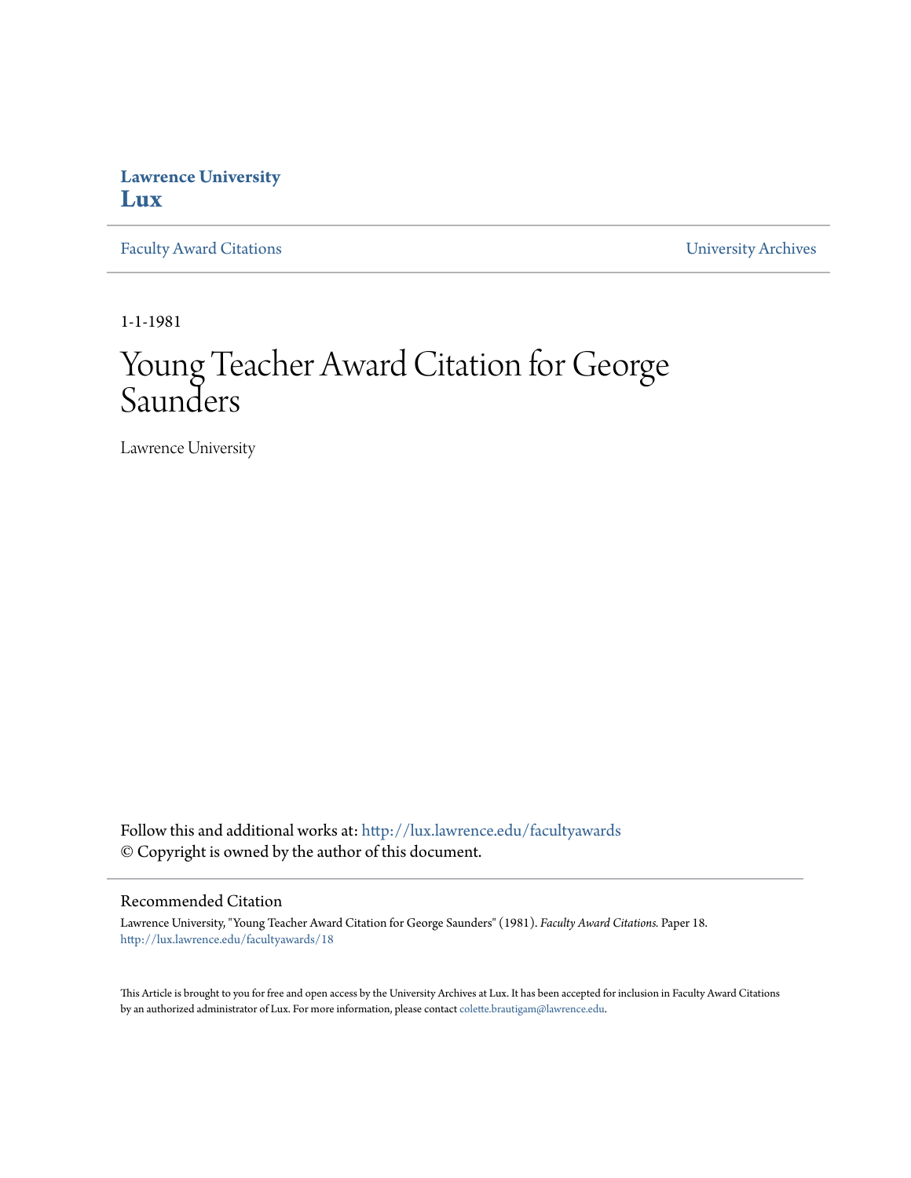**Lawrence University**
**Lux**

Faculty Award Citations | University Archives

1-1-1981

# Young Teacher Award Citation for George Saunders

Lawrence University

Follow this and additional works at: http://lux.lawrence.edu/facultyawards
© Copyright is owned by the author of this document.

## Recommended Citation

Lawrence University, "Young Teacher Award Citation for George Saunders" (1981). *Faculty Award Citations.* Paper 18.
http://lux.lawrence.edu/facultyawards/18

This Article is brought to you for free and open access by the University Archives at Lux. It has been accepted for inclusion in Faculty Award Citations by an authorized administrator of Lux. For more information, please contact colette.brautigam@lawrence.edu.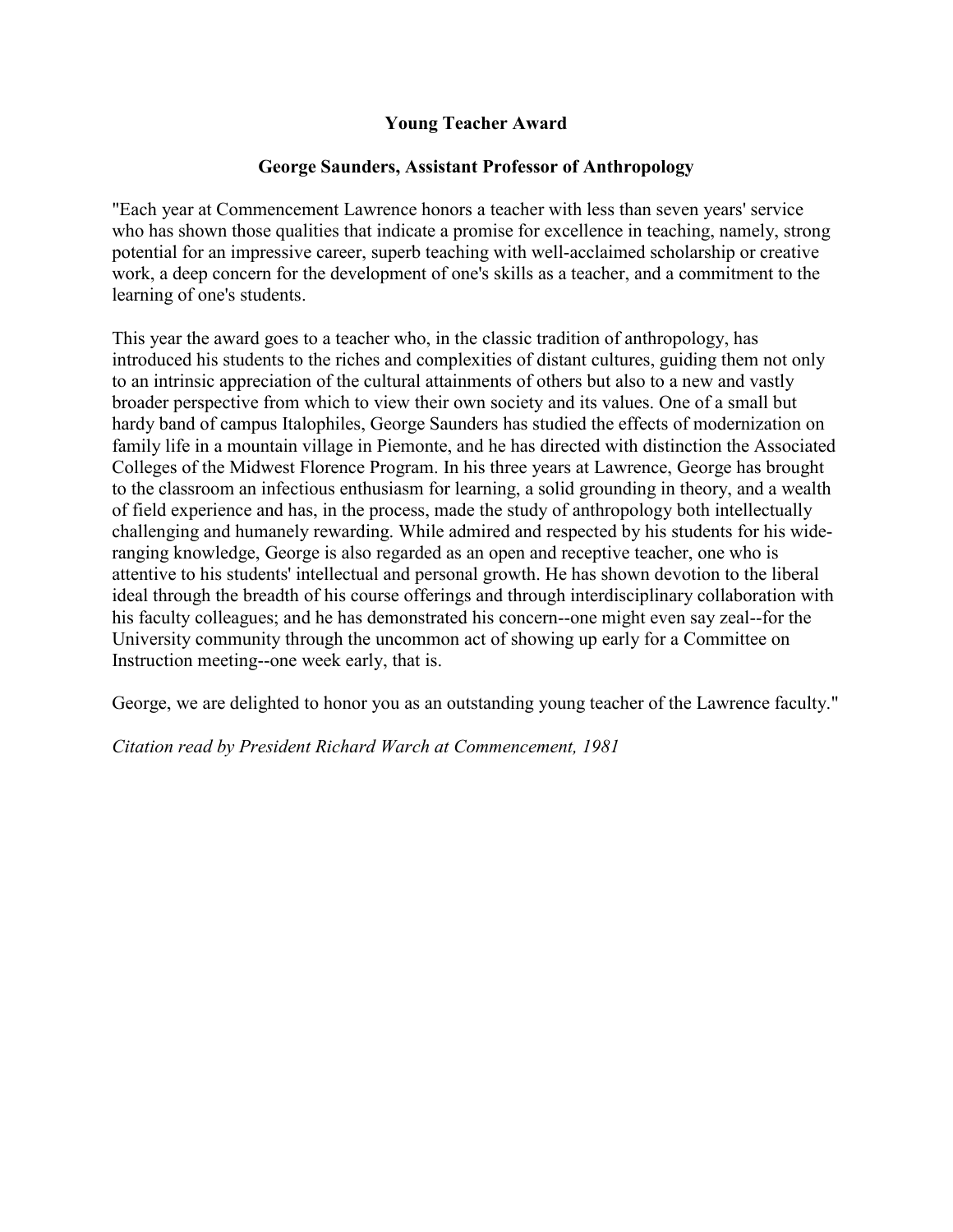## Young Teacher Award

### George Saunders, Assistant Professor of Anthropology

"Each year at Commencement Lawrence honors a teacher with less than seven years' service who has shown those qualities that indicate a promise for excellence in teaching, namely, strong potential for an impressive career, superb teaching with well-acclaimed scholarship or creative work, a deep concern for the development of one's skills as a teacher, and a commitment to the learning of one's students.

This year the award goes to a teacher who, in the classic tradition of anthropology, has introduced his students to the riches and complexities of distant cultures, guiding them not only to an intrinsic appreciation of the cultural attainments of others but also to a new and vastly broader perspective from which to view their own society and its values. One of a small but hardy band of campus Italophiles, George Saunders has studied the effects of modernization on family life in a mountain village in Piemonte, and he has directed with distinction the Associated Colleges of the Midwest Florence Program. In his three years at Lawrence, George has brought to the classroom an infectious enthusiasm for learning, a solid grounding in theory, and a wealth of field experience and has, in the process, made the study of anthropology both intellectually challenging and humanely rewarding. While admired and respected by his students for his wide-ranging knowledge, George is also regarded as an open and receptive teacher, one who is attentive to his students' intellectual and personal growth. He has shown devotion to the liberal ideal through the breadth of his course offerings and through interdisciplinary collaboration with his faculty colleagues; and he has demonstrated his concern--one might even say zeal--for the University community through the uncommon act of showing up early for a Committee on Instruction meeting--one week early, that is.

George, we are delighted to honor you as an outstanding young teacher of the Lawrence faculty."

*Citation read by President Richard Warch at Commencement, 1981*